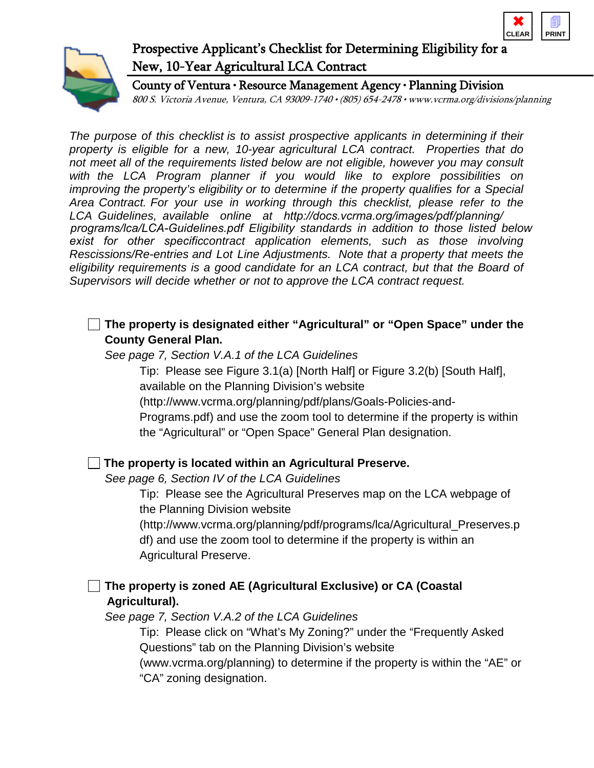# Prospective Applicant's Checklist for Determining Eligibility for a New, 10-Year Agricultural LCA Contract

## County of Ventura • Resource Management Agency • Planning Division

*800 S. Victoria Avenue, Ventura, CA 93009-1740 • (805) 654-2478 • www.vcrma.org/divisions/planning*

*The purpose of this checklist is to assist prospective applicants in determining if their property is eligible for a new, 10-year agricultural LCA contract. Properties that do not meet all of the requirements listed below are not eligible, however you may consult with the LCA Program planner if you would like to explore possibilities on improving the property's eligibility or to determine if the property qualifies for a Special Area Contract. For your use in working through this checklist, please refer to the LCA Guidelines, available online at http://docs.vcrma.org/images/pdf/planning/programs/lca/LCA-Guidelines.pdf Eligibility standards in addition to those listed below exist for other specificcontract application elements, such as those involving Rescissions/Re-entries and Lot Line Adjustments. Note that a property that meets the eligibility requirements is a good candidate for an LCA contract, but that the Board of Supervisors will decide whether or not to approve the LCA contract request.*

- [ ] **The property is designated either "Agricultural" or "Open Space" under the County General Plan.**

  *See page 7, Section V.A.1 of the LCA Guidelines*

  Tip: Please see Figure 3.1(a) [North Half] or Figure 3.2(b) [South Half], available on the Planning Division's website (http://www.vcrma.org/planning/pdf/plans/Goals-Policies-and-Programs.pdf) and use the zoom tool to determine if the property is within the "Agricultural" or "Open Space" General Plan designation.

- [ ] **The property is located within an Agricultural Preserve.**

  *See page 6, Section IV of the LCA Guidelines*

  Tip: Please see the Agricultural Preserves map on the LCA webpage of the Planning Division website (http://www.vcrma.org/planning/pdf/programs/lca/Agricultural_Preserves.pdf) and use the zoom tool to determine if the property is within an Agricultural Preserve.

- [ ] **The property is zoned AE (Agricultural Exclusive) or CA (Coastal Agricultural).**

  *See page 7, Section V.A.2 of the LCA Guidelines*

  Tip: Please click on "What's My Zoning?" under the "Frequently Asked Questions" tab on the Planning Division's website (www.vcrma.org/planning) to determine if the property is within the "AE" or "CA" zoning designation.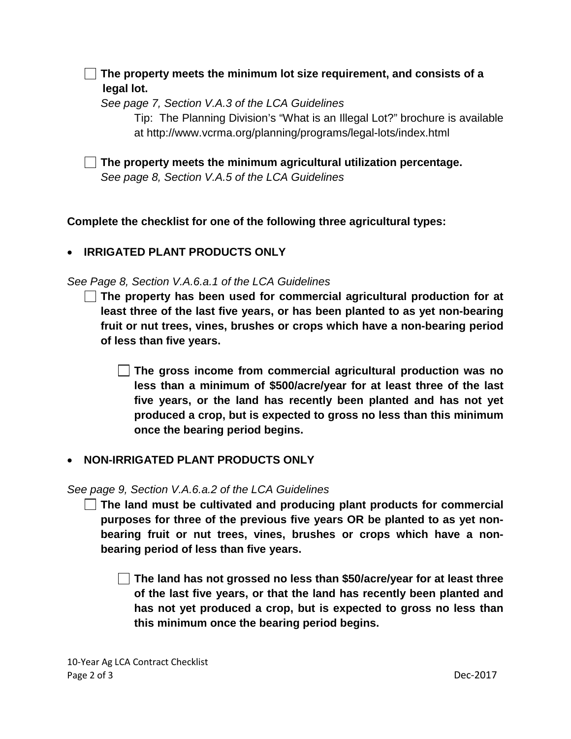- [ ] **The property meets the minimum lot size requirement, and consists of a legal lot.**
  *See page 7, Section V.A.3 of the LCA Guidelines*
  Tip: The Planning Division's "What is an Illegal Lot?" brochure is available at http://www.vcrma.org/planning/programs/legal-lots/index.html

- [ ] **The property meets the minimum agricultural utilization percentage.**
  *See page 8, Section V.A.5 of the LCA Guidelines*

**Complete the checklist for one of the following three agricultural types:**

- **IRRIGATED PLANT PRODUCTS ONLY**

*See Page 8, Section V.A.6.a.1 of the LCA Guidelines*

- [ ] **The property has been used for commercial agricultural production for at least three of the last five years, or has been planted to as yet non-bearing fruit or nut trees, vines, brushes or crops which have a non-bearing period of less than five years.**

  - [ ] **The gross income from commercial agricultural production was no less than a minimum of $500/acre/year for at least three of the last five years, or the land has recently been planted and has not yet produced a crop, but is expected to gross no less than this minimum once the bearing period begins.**

- **NON-IRRIGATED PLANT PRODUCTS ONLY**

*See page 9, Section V.A.6.a.2 of the LCA Guidelines*

- [ ] **The land must be cultivated and producing plant products for commercial purposes for three of the previous five years OR be planted to as yet non-bearing fruit or nut trees, vines, brushes or crops which have a non-bearing period of less than five years.**

  - [ ] **The land has not grossed no less than $50/acre/year for at least three of the last five years, or that the land has recently been planted and has not yet produced a crop, but is expected to gross no less than this minimum once the bearing period begins.**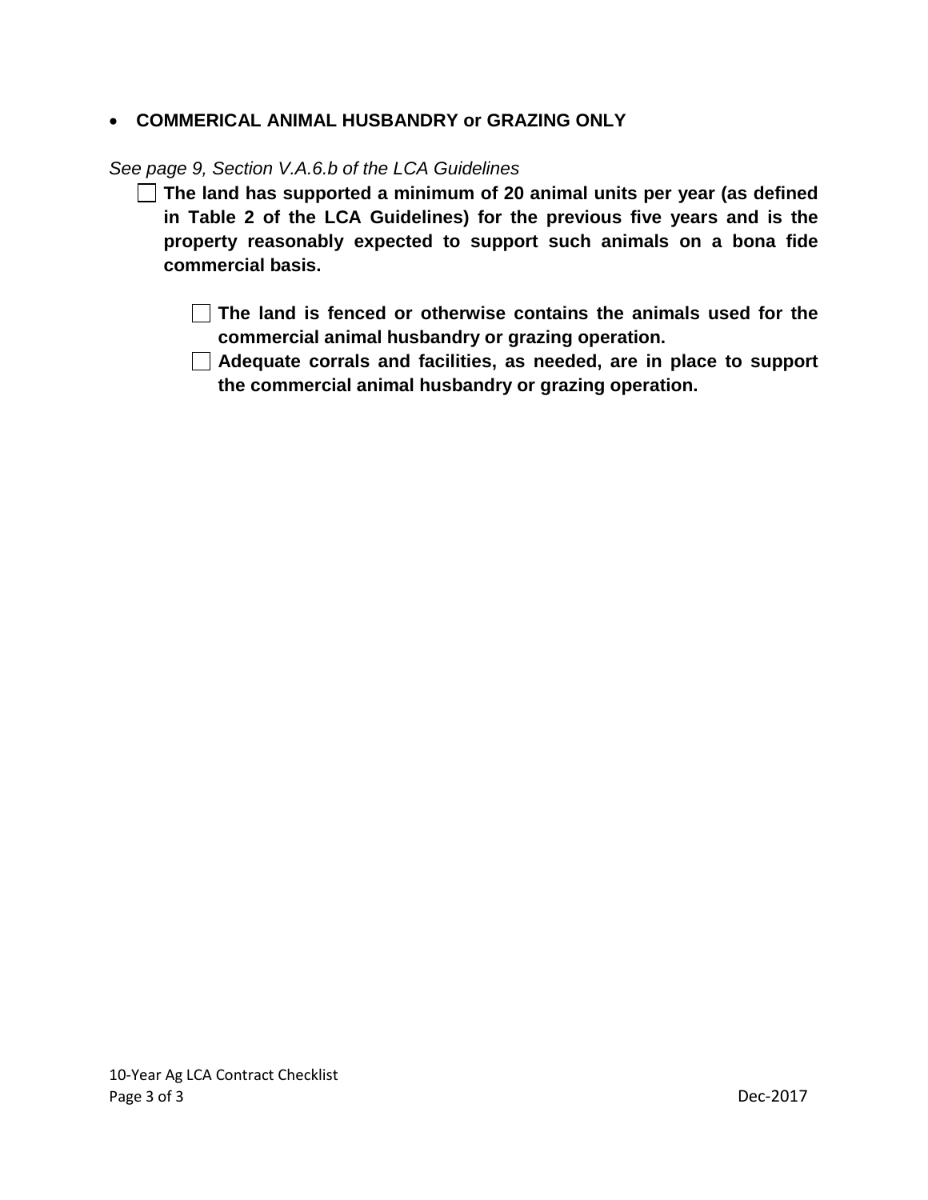- **COMMERICAL ANIMAL HUSBANDRY or GRAZING ONLY**

*See page 9, Section V.A.6.b of the LCA Guidelines*

- [ ] **The land has supported a minimum of 20 animal units per year (as defined in Table 2 of the LCA Guidelines) for the previous five years and is the property reasonably expected to support such animals on a bona fide commercial basis.**

  - [ ] **The land is fenced or otherwise contains the animals used for the commercial animal husbandry or grazing operation.**
  - [ ] **Adequate corrals and facilities, as needed, are in place to support the commercial animal husbandry or grazing operation.**